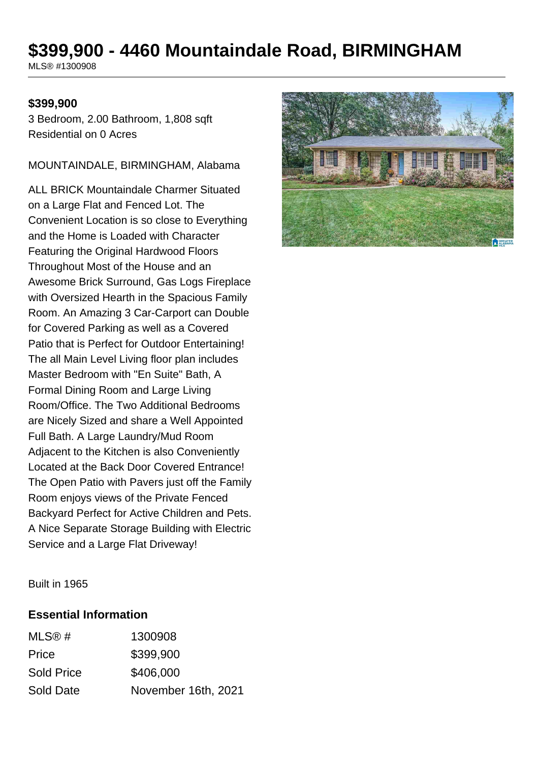# $399,900 - 4460 Mountaindale Road, BIRMINGHAM

MLS® #1300908

**$399,900**

3 Bedroom, 2.00 Bathroom, 1,808 sqft
Residential on 0 Acres

MOUNTAINDALE, BIRMINGHAM, Alabama

ALL BRICK Mountaindale Charmer Situated on a Large Flat and Fenced Lot. The Convenient Location is so close to Everything and the Home is Loaded with Character Featuring the Original Hardwood Floors Throughout Most of the House and an Awesome Brick Surround, Gas Logs Fireplace with Oversized Hearth in the Spacious Family Room. An Amazing 3 Car-Carport can Double for Covered Parking as well as a Covered Patio that is Perfect for Outdoor Entertaining! The all Main Level Living floor plan includes Master Bedroom with "En Suite" Bath, A Formal Dining Room and Large Living Room/Office. The Two Additional Bedrooms are Nicely Sized and share a Well Appointed Full Bath. A Large Laundry/Mud Room Adjacent to the Kitchen is also Conveniently Located at the Back Door Covered Entrance! The Open Patio with Pavers just off the Family Room enjoys views of the Private Fenced Backyard Perfect for Active Children and Pets. A Nice Separate Storage Building with Electric Service and a Large Flat Driveway!

Built in 1965

## Essential Information

| | |
|---|---|
| MLS® # | 1300908 |
| Price | $399,900 |
| Sold Price | $406,000 |
| Sold Date | November 16th, 2021 |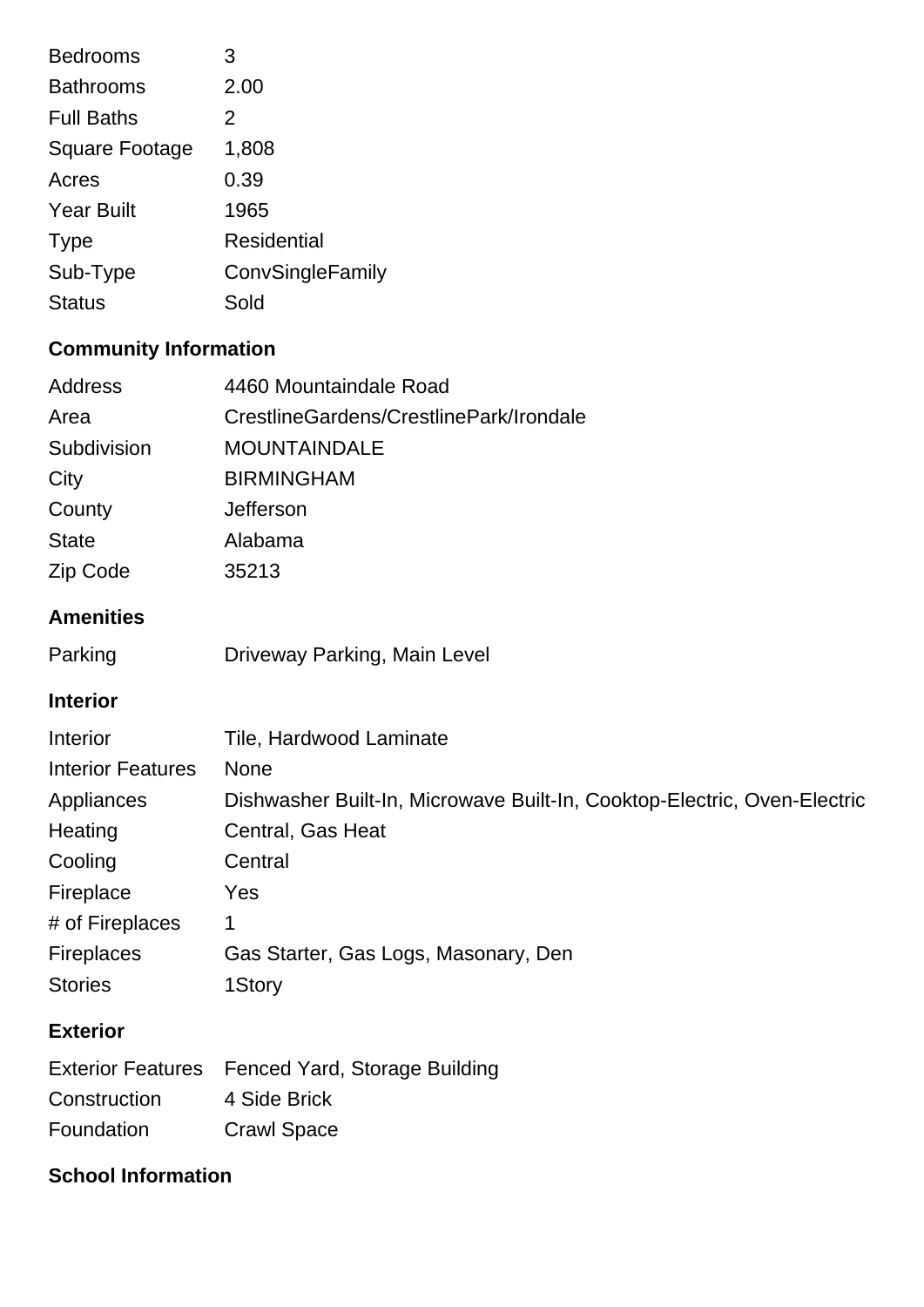| | |
|---|---|
| Bedrooms | 3 |
| Bathrooms | 2.00 |
| Full Baths | 2 |
| Square Footage | 1,808 |
| Acres | 0.39 |
| Year Built | 1965 |
| Type | Residential |
| Sub-Type | ConvSingleFamily |
| Status | Sold |

## Community Information

| | |
|---|---|
| Address | 4460 Mountaindale Road |
| Area | CrestlineGardens/CrestlinePark/Irondale |
| Subdivision | MOUNTAINDALE |
| City | BIRMINGHAM |
| County | Jefferson |
| State | Alabama |
| Zip Code | 35213 |

## Amenities

| | |
|---|---|
| Parking | Driveway Parking, Main Level |

## Interior

| | |
|---|---|
| Interior | Tile, Hardwood Laminate |
| Interior Features | None |
| Appliances | Dishwasher Built-In, Microwave Built-In, Cooktop-Electric, Oven-Electric |
| Heating | Central, Gas Heat |
| Cooling | Central |
| Fireplace | Yes |
| # of Fireplaces | 1 |
| Fireplaces | Gas Starter, Gas Logs, Masonary, Den |
| Stories | 1Story |

## Exterior

| | |
|---|---|
| Exterior Features | Fenced Yard, Storage Building |
| Construction | 4 Side Brick |
| Foundation | Crawl Space |

## School Information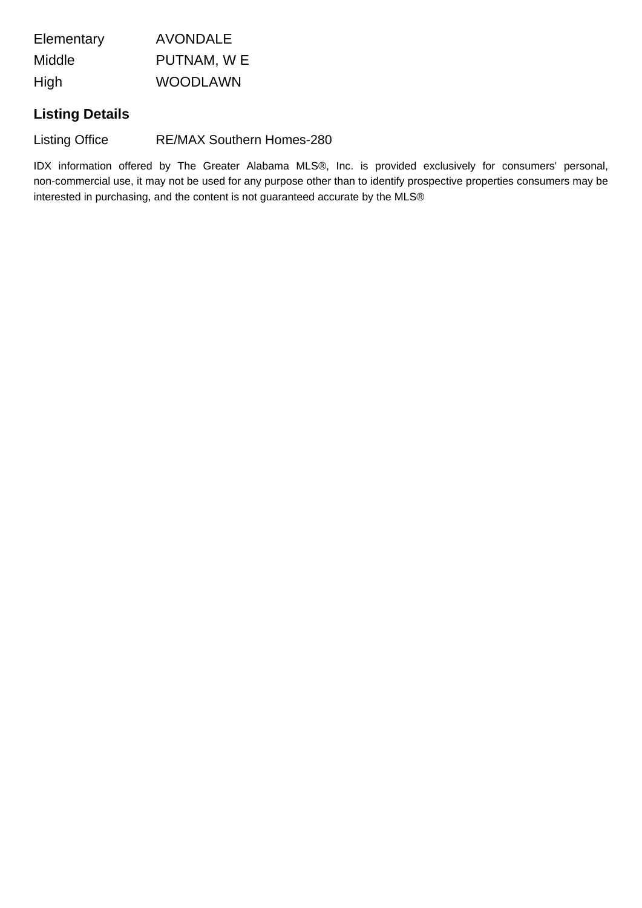| | |
|---|---|
| Elementary | AVONDALE |
| Middle | PUTNAM, W E |
| High | WOODLAWN |

## Listing Details

| | |
|---|---|
| Listing Office | RE/MAX Southern Homes-280 |

IDX information offered by The Greater Alabama MLS®, Inc. is provided exclusively for consumers' personal, non-commercial use, it may not be used for any purpose other than to identify prospective properties consumers may be interested in purchasing, and the content is not guaranteed accurate by the MLS®